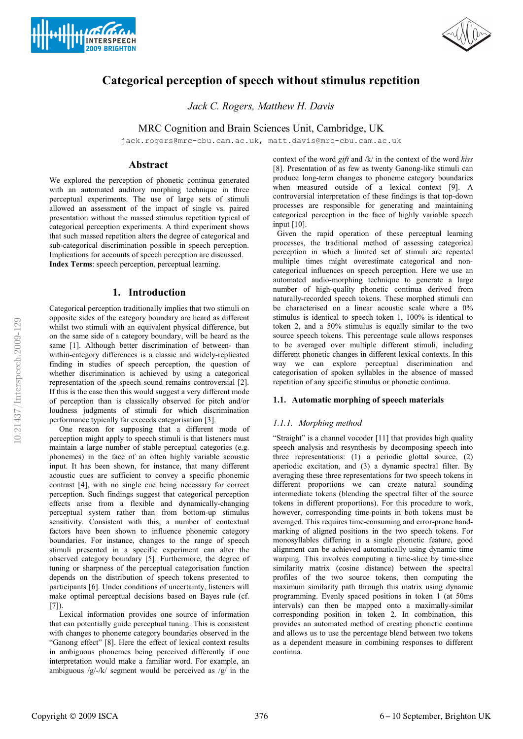# Categorical perception of speech without stimulus repetition

*Jack C. Rogers, Matthew H. Davis*

MRC Cognition and Brain Sciences Unit, Cambridge, UK

jack.rogers@mrc-cbu.cam.ac.uk, matt.davis@mrc-cbu.cam.ac.uk

## Abstract

We explored the perception of phonetic continua generated with an automated auditory morphing technique in three perceptual experiments. The use of large sets of stimuli allowed an assessment of the impact of single vs. paired presentation without the massed stimulus repetition typical of categorical perception experiments. A third experiment shows that such massed repetition alters the degree of categorical and sub-categorical discrimination possible in speech perception. Implications for accounts of speech perception are discussed.

**Index Terms**: speech perception, perceptual learning.

## 1. Introduction

Categorical perception traditionally implies that two stimuli on opposite sides of the category boundary are heard as different whilst two stimuli with an equivalent physical difference, but on the same side of a category boundary, will be heard as the same [1]. Although better discrimination of between- than within-category differences is a classic and widely-replicated finding in studies of speech perception, the question of whether discrimination is achieved by using a categorical representation of the speech sound remains controversial [2]. If this is the case then this would suggest a very different mode of perception than is classically observed for pitch and/or loudness judgments of stimuli for which discrimination performance typically far exceeds categorisation [3].

One reason for supposing that a different mode of perception might apply to speech stimuli is that listeners must maintain a large number of stable perceptual categories (e.g. phonemes) in the face of an often highly variable acoustic input. It has been shown, for instance, that many different acoustic cues are sufficient to convey a specific phonemic contrast [4], with no single cue being necessary for correct perception. Such findings suggest that categorical perception effects arise from a flexible and dynamically-changing perceptual system rather than from bottom-up stimulus sensitivity. Consistent with this, a number of contextual factors have been shown to influence phonemic category boundaries. For instance, changes to the range of speech stimuli presented in a specific experiment can alter the observed category boundary [5]. Furthermore, the degree of tuning or sharpness of the perceptual categorisation function depends on the distribution of speech tokens presented to participants [6]. Under conditions of uncertainty, listeners will make optimal perceptual decisions based on Bayes rule (cf. [7]).

Lexical information provides one source of information that can potentially guide perceptual tuning. This is consistent with changes to phoneme category boundaries observed in the "Ganong effect" [8]. Here the effect of lexical context results in ambiguous phonemes being perceived differently if one interpretation would make a familiar word. For example, an ambiguous /g/-/k/ segment would be perceived as /g/ in the context of the word *gift* and /k/ in the context of the word *kiss* [8]. Presentation of as few as twenty Ganong-like stimuli can produce long-term changes to phoneme category boundaries when measured outside of a lexical context [9]. A controversial interpretation of these findings is that top-down processes are responsible for generating and maintaining categorical perception in the face of highly variable speech input [10].

Given the rapid operation of these perceptual learning processes, the traditional method of assessing categorical perception in which a limited set of stimuli are repeated multiple times might overestimate categorical and non-categorical influences on speech perception. Here we use an automated audio-morphing technique to generate a large number of high-quality phonetic continua derived from naturally-recorded speech tokens. These morphed stimuli can be characterised on a linear acoustic scale where a 0% stimulus is identical to speech token 1, 100% is identical to token 2, and a 50% stimulus is equally similar to the two source speech tokens. This percentage scale allows responses to be averaged over multiple different stimuli, including different phonetic changes in different lexical contexts. In this way we can explore perceptual discrimination and categorisation of spoken syllables in the absence of massed repetition of any specific stimulus or phonetic continua.

### 1.1. Automatic morphing of speech materials

#### *1.1.1. Morphing method*

"Straight" is a channel vocoder [11] that provides high quality speech analysis and resynthesis by decomposing speech into three representations: (1) a periodic glottal source, (2) aperiodic excitation, and (3) a dynamic spectral filter. By averaging these three representations for two speech tokens in different proportions we can create natural sounding intermediate tokens (blending the spectral filter of the source tokens in different proportions). For this procedure to work, however, corresponding time-points in both tokens must be averaged. This requires time-consuming and error-prone hand-marking of aligned positions in the two speech tokens. For monosyllables differing in a single phonetic feature, good alignment can be achieved automatically using dynamic time warping. This involves computing a time-slice by time-slice similarity matrix (cosine distance) between the spectral profiles of the two source tokens, then computing the maximum similarity path through this matrix using dynamic programming. Evenly spaced positions in token 1 (at 50ms intervals) can then be mapped onto a maximally-similar corresponding position in token 2. In combination, this provides an automated method of creating phonetic continua and allows us to use the percentage blend between two tokens as a dependent measure in combining responses to different continua.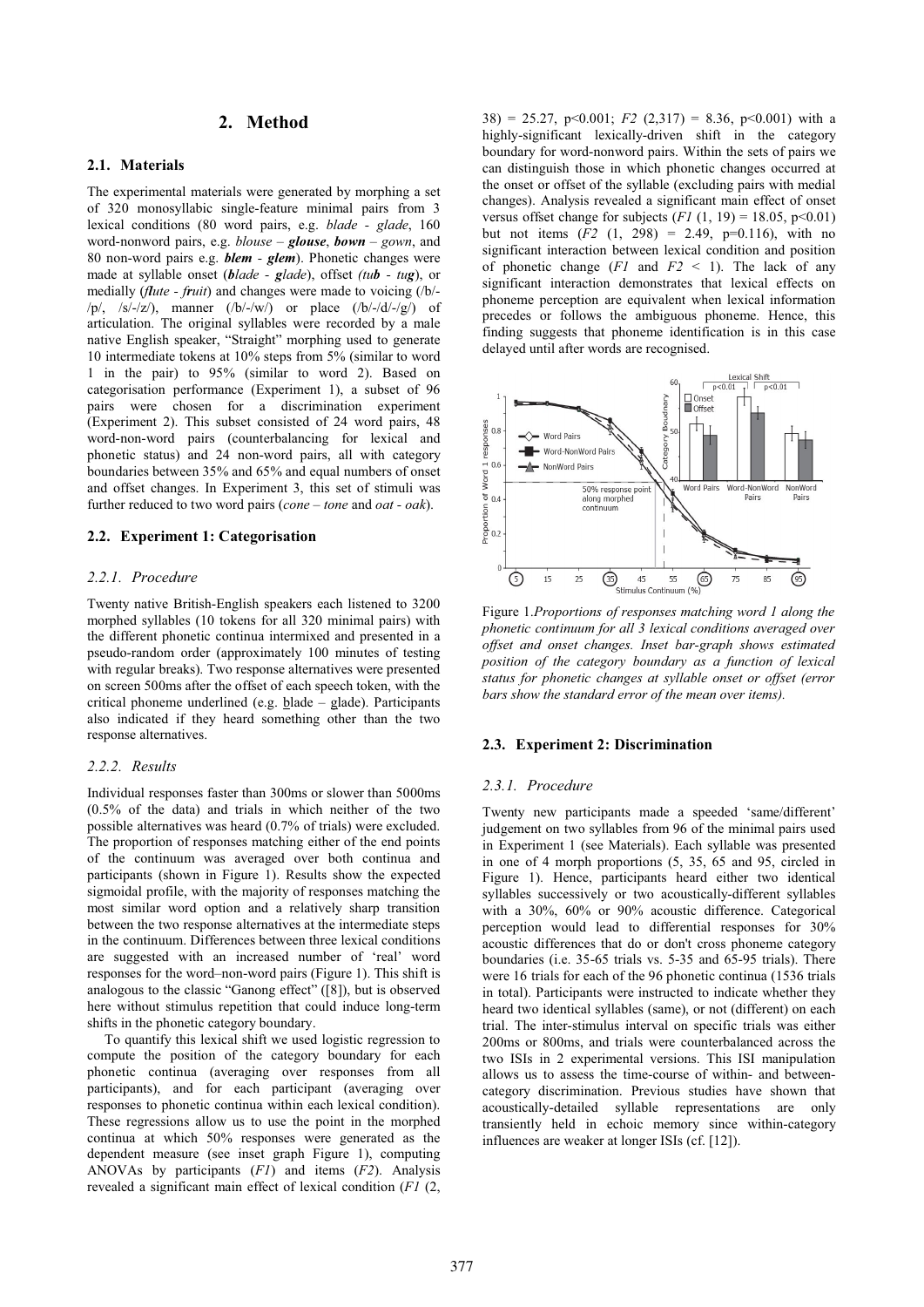## 2. Method

### 2.1. Materials

The experimental materials were generated by morphing a set of 320 monosyllabic single-feature minimal pairs from 3 lexical conditions (80 word pairs, e.g. *blade - glade*, 160 word-nonword pairs, e.g. *blouse – **glouse***, ***bown** – gown*, and 80 non-word pairs e.g. ***blem** - **glem***). Phonetic changes were made at syllable onset (***b**lade - **g**lade*), offset *(tu**b** - tu**g**)*, or medially (***flute** - **fruit***) and changes were made to voicing (/b/-/p/, /s/-/z/), manner (/b/-/w/) or place (/b/-/d/-/g/) of articulation. The original syllables were recorded by a male native English speaker, "Straight" morphing used to generate 10 intermediate tokens at 10% steps from 5% (similar to word 1 in the pair) to 95% (similar to word 2). Based on categorisation performance (Experiment 1), a subset of 96 pairs were chosen for a discrimination experiment (Experiment 2). This subset consisted of 24 word pairs, 48 word-non-word pairs (counterbalancing for lexical and phonetic status) and 24 non-word pairs, all with category boundaries between 35% and 65% and equal numbers of onset and offset changes. In Experiment 3, this set of stimuli was further reduced to two word pairs (*cone – tone* and *oat - oak*).

### 2.2. Experiment 1: Categorisation

#### *2.2.1. Procedure*

Twenty native British-English speakers each listened to 3200 morphed syllables (10 tokens for all 320 minimal pairs) with the different phonetic continua intermixed and presented in a pseudo-random order (approximately 100 minutes of testing with regular breaks). Two response alternatives were presented on screen 500ms after the offset of each speech token, with the critical phoneme underlined (e.g. <u>b</u>lade – glade). Participants also indicated if they heard something other than the two response alternatives.

#### *2.2.2. Results*

Individual responses faster than 300ms or slower than 5000ms (0.5% of the data) and trials in which neither of the two possible alternatives was heard (0.7% of trials) were excluded. The proportion of responses matching either of the end points of the continuum was averaged over both continua and participants (shown in Figure 1). Results show the expected sigmoidal profile, with the majority of responses matching the most similar word option and a relatively sharp transition between the two response alternatives at the intermediate steps in the continuum. Differences between three lexical conditions are suggested with an increased number of 'real' word responses for the word–non-word pairs (Figure 1). This shift is analogous to the classic "Ganong effect" ([8]), but is observed here without stimulus repetition that could induce long-term shifts in the phonetic category boundary.

To quantify this lexical shift we used logistic regression to compute the position of the category boundary for each phonetic continua (averaging over responses from all participants), and for each participant (averaging over responses to phonetic continua within each lexical condition). These regressions allow us to use the point in the morphed continua at which 50% responses were generated as the dependent measure (see inset graph Figure 1), computing ANOVAs by participants (*F1*) and items (*F2*). Analysis revealed a significant main effect of lexical condition ($F1$ (2, 38) = 25.27, $p<0.001$; $F2$ (2,317) = 8.36, $p<0.001$) with a highly-significant lexically-driven shift in the category boundary for word-nonword pairs. Within the sets of pairs we can distinguish those in which phonetic changes occurred at the onset or offset of the syllable (excluding pairs with medial changes). Analysis revealed a significant main effect of onset versus offset change for subjects ($F1$ (1, 19) = 18.05, $p<0.01$) but not items ($F2$ (1, 298) = 2.49, $p=0.116$), with no significant interaction between lexical condition and position of phonetic change ($F1$ and $F2$ < 1). The lack of any significant interaction demonstrates that lexical effects on phoneme perception are equivalent when lexical information precedes or follows the ambiguous phoneme. Hence, this finding suggests that phoneme identification is in this case delayed until after words are recognised.

Figure 1.*Proportions of responses matching word 1 along the phonetic continuum for all 3 lexical conditions averaged over offset and onset changes. Inset bar-graph shows estimated position of the category boundary as a function of lexical status for phonetic changes at syllable onset or offset (error bars show the standard error of the mean over items).*

### 2.3. Experiment 2: Discrimination

#### *2.3.1. Procedure*

Twenty new participants made a speeded 'same/different' judgement on two syllables from 96 of the minimal pairs used in Experiment 1 (see Materials). Each syllable was presented in one of 4 morph proportions (5, 35, 65 and 95, circled in Figure 1). Hence, participants heard either two identical syllables successively or two acoustically-different syllables with a 30%, 60% or 90% acoustic difference. Categorical perception would lead to differential responses for 30% acoustic differences that do or don't cross phoneme category boundaries (i.e. 35-65 trials vs. 5-35 and 65-95 trials). There were 16 trials for each of the 96 phonetic continua (1536 trials in total). Participants were instructed to indicate whether they heard two identical syllables (same), or not (different) on each trial. The inter-stimulus interval on specific trials was either 200ms or 800ms, and trials were counterbalanced across the two ISIs in 2 experimental versions. This ISI manipulation allows us to assess the time-course of within- and between-category discrimination. Previous studies have shown that acoustically-detailed syllable representations are only transiently held in echoic memory since within-category influences are weaker at longer ISIs (cf. [12]).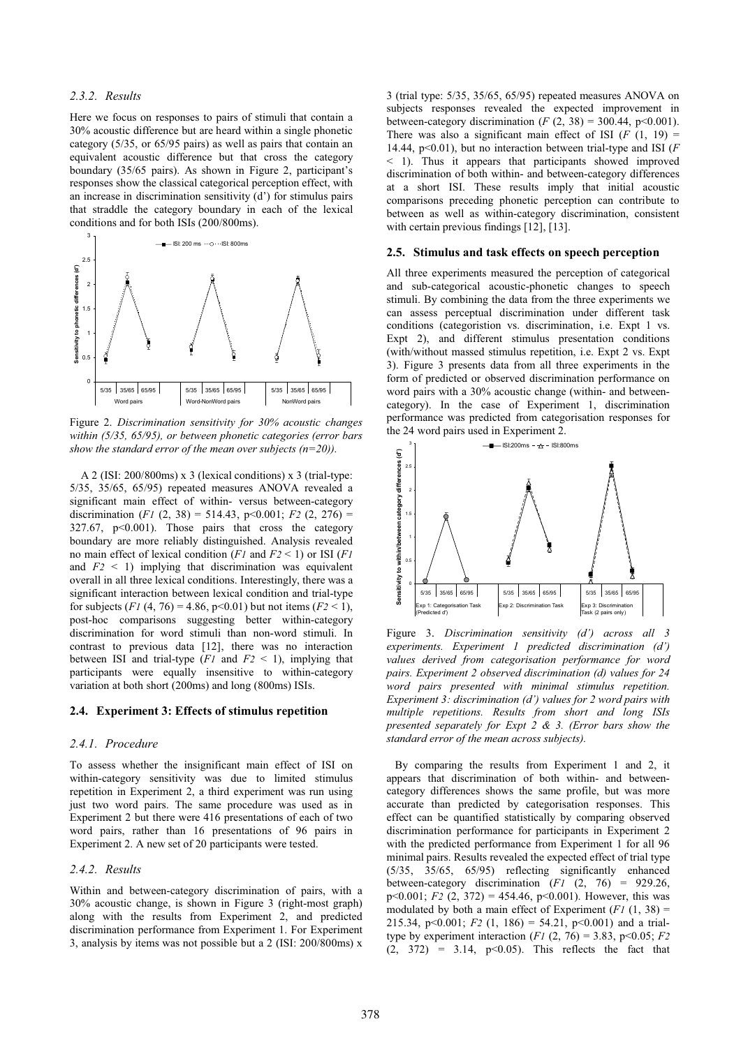### 2.3.2. Results

Here we focus on responses to pairs of stimuli that contain a 30% acoustic difference but are heard within a single phonetic category (5/35, or 65/95 pairs) as well as pairs that contain an equivalent acoustic difference but that cross the category boundary (35/65 pairs). As shown in Figure 2, participant's responses show the classical categorical perception effect, with an increase in discrimination sensitivity (d') for stimulus pairs that straddle the category boundary in each of the lexical conditions and for both ISIs (200/800ms).

Figure 2. *Discrimination sensitivity for 30% acoustic changes within (5/35, 65/95), or between phonetic categories (error bars show the standard error of the mean over subjects (n=20)).*

A 2 (ISI: 200/800ms) x 3 (lexical conditions) x 3 (trial-type: 5/35, 35/65, 65/95) repeated measures ANOVA revealed a significant main effect of within- versus between-category discrimination ($F1$ (2, 38) = 514.43, $p<0.001$; $F2$ (2, 276) = 327.67, $p<0.001$). Those pairs that cross the category boundary are more reliably distinguished. Analysis revealed no main effect of lexical condition ($F1$ and $F2 < 1$) or ISI ($F1$ and $F2 < 1$) implying that discrimination was equivalent overall in all three lexical conditions. Interestingly, there was a significant interaction between lexical condition and trial-type for subjects ($F1$ (4, 76) = 4.86, $p<0.01$) but not items ($F2 < 1$), post-hoc comparisons suggesting better within-category discrimination for word stimuli than non-word stimuli. In contrast to previous data [12], there was no interaction between ISI and trial-type ($F1$ and $F2 < 1$), implying that participants were equally insensitive to within-category variation at both short (200ms) and long (800ms) ISIs.

## 2.4. Experiment 3: Effects of stimulus repetition

### 2.4.1. Procedure

To assess whether the insignificant main effect of ISI on within-category sensitivity was due to limited stimulus repetition in Experiment 2, a third experiment was run using just two word pairs. The same procedure was used as in Experiment 2 but there were 416 presentations of each of two word pairs, rather than 16 presentations of 96 pairs in Experiment 2. A new set of 20 participants were tested.

### 2.4.2. Results

Within and between-category discrimination of pairs, with a 30% acoustic change, is shown in Figure 3 (right-most graph) along with the results from Experiment 2, and predicted discrimination performance from Experiment 1. For Experiment 3, analysis by items was not possible but a 2 (ISI: 200/800ms) x 3 (trial type: 5/35, 35/65, 65/95) repeated measures ANOVA on subjects responses revealed the expected improvement in between-category discrimination ($F$ (2, 38) = 300.44, $p<0.001$). There was also a significant main effect of ISI ($F$ (1, 19) = 14.44, $p<0.01$), but no interaction between trial-type and ISI ($F < 1$). Thus it appears that participants showed improved discrimination of both within- and between-category differences at a short ISI. These results imply that initial acoustic comparisons preceding phonetic perception can contribute to between as well as within-category discrimination, consistent with certain previous findings [12], [13].

## 2.5. Stimulus and task effects on speech perception

All three experiments measured the perception of categorical and sub-categorical acoustic-phonetic changes to speech stimuli. By combining the data from the three experiments we can assess perceptual discrimination under different task conditions (categoristion vs. discrimination, i.e. Expt 1 vs. Expt 2), and different stimulus presentation conditions (with/without massed stimulus repetition, i.e. Expt 2 vs. Expt 3). Figure 3 presents data from all three experiments in the form of predicted or observed discrimination performance on word pairs with a 30% acoustic change (within- and between-category). In the case of Experiment 1, discrimination performance was predicted from categorisation responses for the 24 word pairs used in Experiment 2.

Figure 3. *Discrimination sensitivity (d') across all 3 experiments. Experiment 1 predicted discrimination (d') values derived from categorisation performance for word pairs. Experiment 2 observed discrimination (d) values for 24 word pairs presented with minimal stimulus repetition. Experiment 3: discrimination (d') values for 2 word pairs with multiple repetitions. Results from short and long ISIs presented separately for Expt 2 & 3. (Error bars show the standard error of the mean across subjects).*

By comparing the results from Experiment 1 and 2, it appears that discrimination of both within- and between-category differences shows the same profile, but was more accurate than predicted by categorisation responses. This effect can be quantified statistically by comparing observed discrimination performance for participants in Experiment 2 with the predicted performance from Experiment 1 for all 96 minimal pairs. Results revealed the expected effect of trial type (5/35, 35/65, 65/95) reflecting significantly enhanced between-category discrimination ($F1$ (2, 76) = 929.26, $p<0.001$; $F2$ (2, 372) = 454.46, $p<0.001$). However, this was modulated by both a main effect of Experiment ($F1$ (1, 38) = 215.34, $p<0.001$; $F2$ (1, 186) = 54.21, $p<0.001$) and a trial-type by experiment interaction ($F1$ (2, 76) = 3.83, $p<0.05$; $F2$ (2, 372) = 3.14, $p<0.05$). This reflects the fact that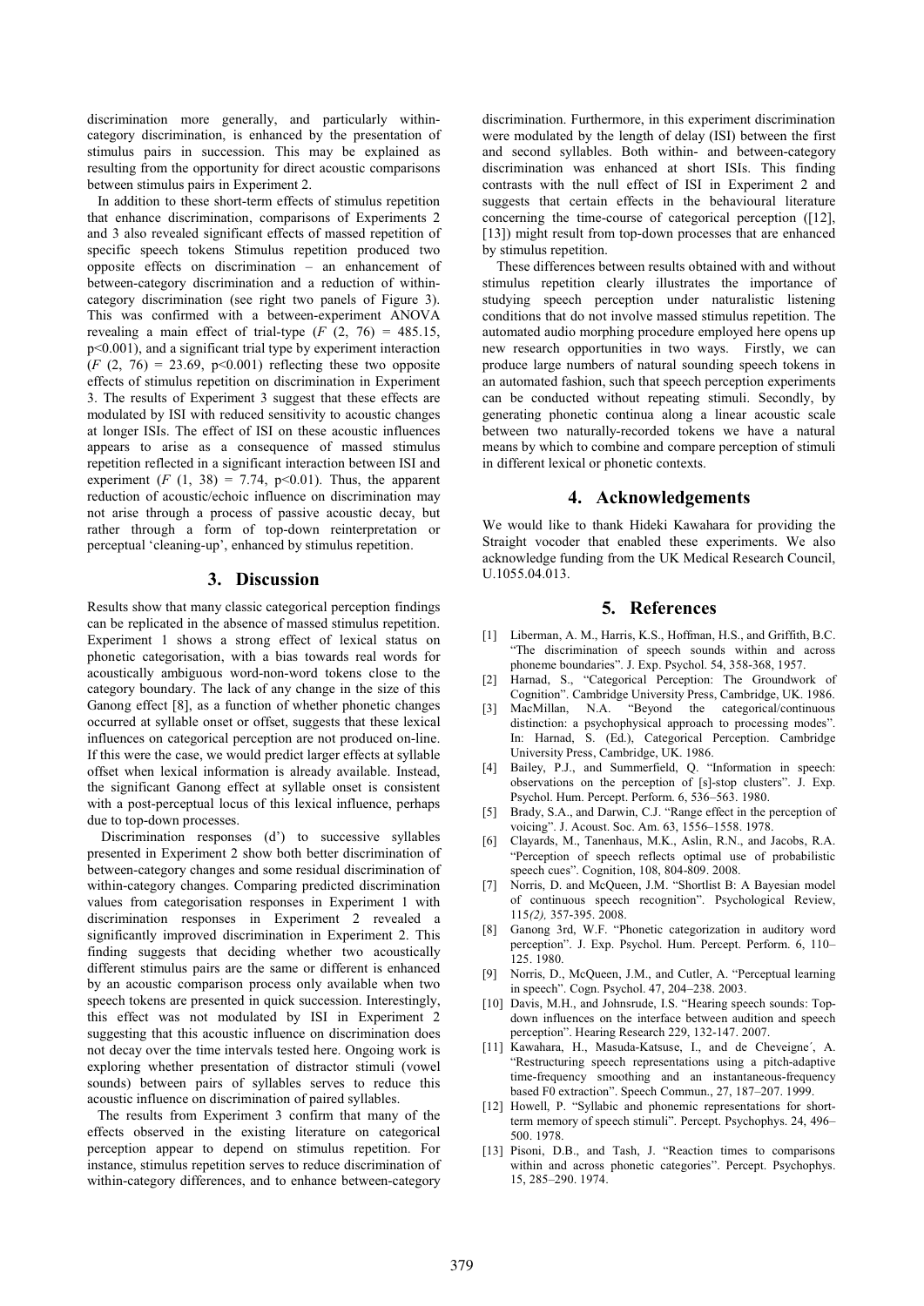discrimination more generally, and particularly within-category discrimination, is enhanced by the presentation of stimulus pairs in succession. This may be explained as resulting from the opportunity for direct acoustic comparisons between stimulus pairs in Experiment 2.

In addition to these short-term effects of stimulus repetition that enhance discrimination, comparisons of Experiments 2 and 3 also revealed significant effects of massed repetition of specific speech tokens Stimulus repetition produced two opposite effects on discrimination – an enhancement of between-category discrimination and a reduction of within-category discrimination (see right two panels of Figure 3). This was confirmed with a between-experiment ANOVA revealing a main effect of trial-type ($F$ (2, 76) = 485.15, $p<0.001$), and a significant trial type by experiment interaction ($F$ (2, 76) = 23.69, $p<0.001$) reflecting these two opposite effects of stimulus repetition on discrimination in Experiment 3. The results of Experiment 3 suggest that these effects are modulated by ISI with reduced sensitivity to acoustic changes at longer ISIs. The effect of ISI on these acoustic influences appears to arise as a consequence of massed stimulus repetition reflected in a significant interaction between ISI and experiment ($F$ (1, 38) = 7.74, $p<0.01$). Thus, the apparent reduction of acoustic/echoic influence on discrimination may not arise through a process of passive acoustic decay, but rather through a form of top-down reinterpretation or perceptual 'cleaning-up', enhanced by stimulus repetition.

## 3. Discussion

Results show that many classic categorical perception findings can be replicated in the absence of massed stimulus repetition. Experiment 1 shows a strong effect of lexical status on phonetic categorisation, with a bias towards real words for acoustically ambiguous word-non-word tokens close to the category boundary. The lack of any change in the size of this Ganong effect [8], as a function of whether phonetic changes occurred at syllable onset or offset, suggests that these lexical influences on categorical perception are not produced on-line. If this were the case, we would predict larger effects at syllable offset when lexical information is already available. Instead, the significant Ganong effect at syllable onset is consistent with a post-perceptual locus of this lexical influence, perhaps due to top-down processes.

Discrimination responses (d') to successive syllables presented in Experiment 2 show both better discrimination of between-category changes and some residual discrimination of within-category changes. Comparing predicted discrimination values from categorisation responses in Experiment 1 with discrimination responses in Experiment 2 revealed a significantly improved discrimination in Experiment 2. This finding suggests that deciding whether two acoustically different stimulus pairs are the same or different is enhanced by an acoustic comparison process only available when two speech tokens are presented in quick succession. Interestingly, this effect was not modulated by ISI in Experiment 2 suggesting that this acoustic influence on discrimination does not decay over the time intervals tested here. Ongoing work is exploring whether presentation of distractor stimuli (vowel sounds) between pairs of syllables serves to reduce this acoustic influence on discrimination of paired syllables.

The results from Experiment 3 confirm that many of the effects observed in the existing literature on categorical perception appear to depend on stimulus repetition. For instance, stimulus repetition serves to reduce discrimination of within-category differences, and to enhance between-category discrimination. Furthermore, in this experiment discrimination were modulated by the length of delay (ISI) between the first and second syllables. Both within- and between-category discrimination was enhanced at short ISIs. This finding contrasts with the null effect of ISI in Experiment 2 and suggests that certain effects in the behavioural literature concerning the time-course of categorical perception ([12], [13]) might result from top-down processes that are enhanced by stimulus repetition.

These differences between results obtained with and without stimulus repetition clearly illustrates the importance of studying speech perception under naturalistic listening conditions that do not involve massed stimulus repetition. The automated audio morphing procedure employed here opens up new research opportunities in two ways. Firstly, we can produce large numbers of natural sounding speech tokens in an automated fashion, such that speech perception experiments can be conducted without repeating stimuli. Secondly, by generating phonetic continua along a linear acoustic scale between two naturally-recorded tokens we have a natural means by which to combine and compare perception of stimuli in different lexical or phonetic contexts.

## 4. Acknowledgements

We would like to thank Hideki Kawahara for providing the Straight vocoder that enabled these experiments. We also acknowledge funding from the UK Medical Research Council, U.1055.04.013.

## 5. References

[1] Liberman, A. M., Harris, K.S., Hoffman, H.S., and Griffith, B.C. "The discrimination of speech sounds within and across phoneme boundaries". J. Exp. Psychol. 54, 358-368, 1957.

[2] Harnad, S., "Categorical Perception: The Groundwork of Cognition". Cambridge University Press, Cambridge, UK. 1986.

[3] MacMillan, N.A. "Beyond the categorical/continuous distinction: a psychophysical approach to processing modes". In: Harnad, S. (Ed.), Categorical Perception. Cambridge University Press, Cambridge, UK. 1986.

[4] Bailey, P.J., and Summerfield, Q. "Information in speech: observations on the perception of [s]-stop clusters". J. Exp. Psychol. Hum. Percept. Perform. 6, 536–563. 1980.

[5] Brady, S.A., and Darwin, C.J. "Range effect in the perception of voicing". J. Acoust. Soc. Am. 63, 1556–1558. 1978.

[6] Clayards, M., Tanenhaus, M.K., Aslin, R.N., and Jacobs, R.A. "Perception of speech reflects optimal use of probabilistic speech cues". Cognition, 108, 804-809. 2008.

[7] Norris, D. and McQueen, J.M. "Shortlist B: A Bayesian model of continuous speech recognition". Psychological Review, 115*(2),* 357-395. 2008.

[8] Ganong 3rd, W.F. "Phonetic categorization in auditory word perception". J. Exp. Psychol. Hum. Percept. Perform. 6, 110–125. 1980.

[9] Norris, D., McQueen, J.M., and Cutler, A. "Perceptual learning in speech". Cogn. Psychol. 47, 204–238. 2003.

[10] Davis, M.H., and Johnsrude, I.S. "Hearing speech sounds: Top-down influences on the interface between audition and speech perception". Hearing Research 229, 132-147. 2007.

[11] Kawahara, H., Masuda-Katsuse, I., and de Cheveigne´, A. "Restructuring speech representations using a pitch-adaptive time-frequency smoothing and an instantaneous-frequency based F0 extraction". Speech Commun., 27, 187–207. 1999.

[12] Howell, P. "Syllabic and phonemic representations for short-term memory of speech stimuli". Percept. Psychophys. 24, 496–500. 1978.

[13] Pisoni, D.B., and Tash, J. "Reaction times to comparisons within and across phonetic categories". Percept. Psychophys. 15, 285–290. 1974.